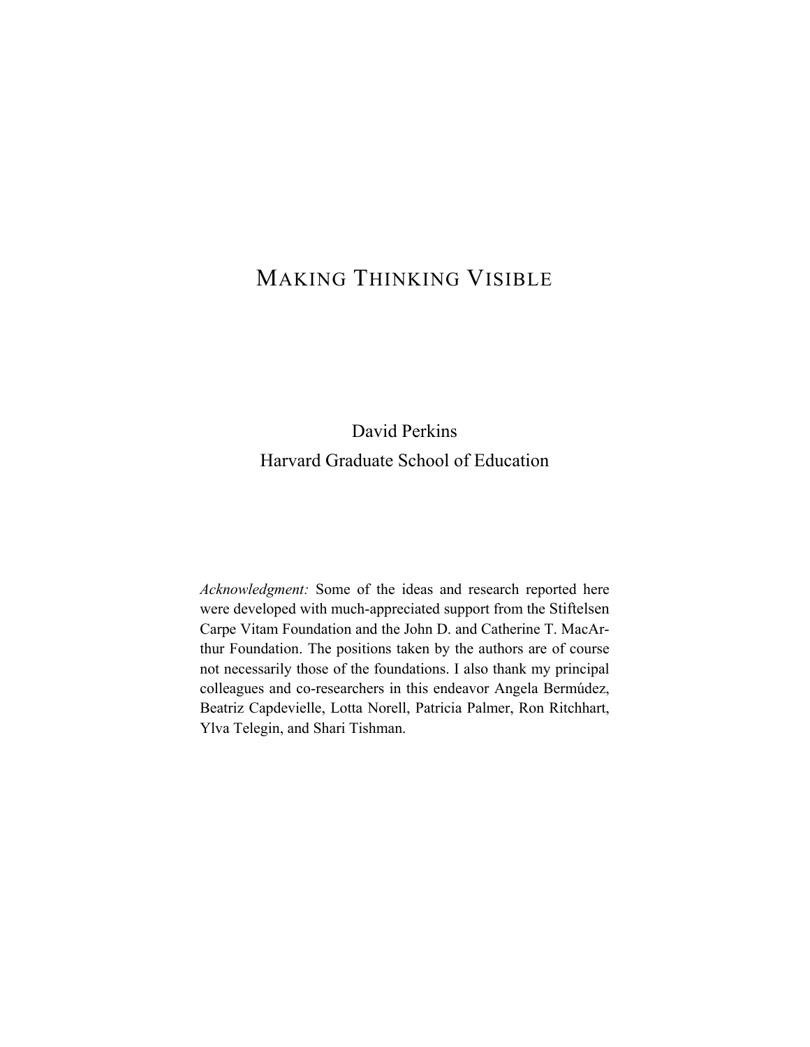# MAKING THINKING VISIBLE

David Perkins

Harvard Graduate School of Education

*Acknowledgment:* Some of the ideas and research reported here were developed with much-appreciated support from the Stiftelsen Carpe Vitam Foundation and the John D. and Catherine T. MacArthur Foundation. The positions taken by the authors are of course not necessarily those of the foundations. I also thank my principal colleagues and co-researchers in this endeavor Angela Bermúdez, Beatriz Capdevielle, Lotta Norell, Patricia Palmer, Ron Ritchhart, Ylva Telegin, and Shari Tishman.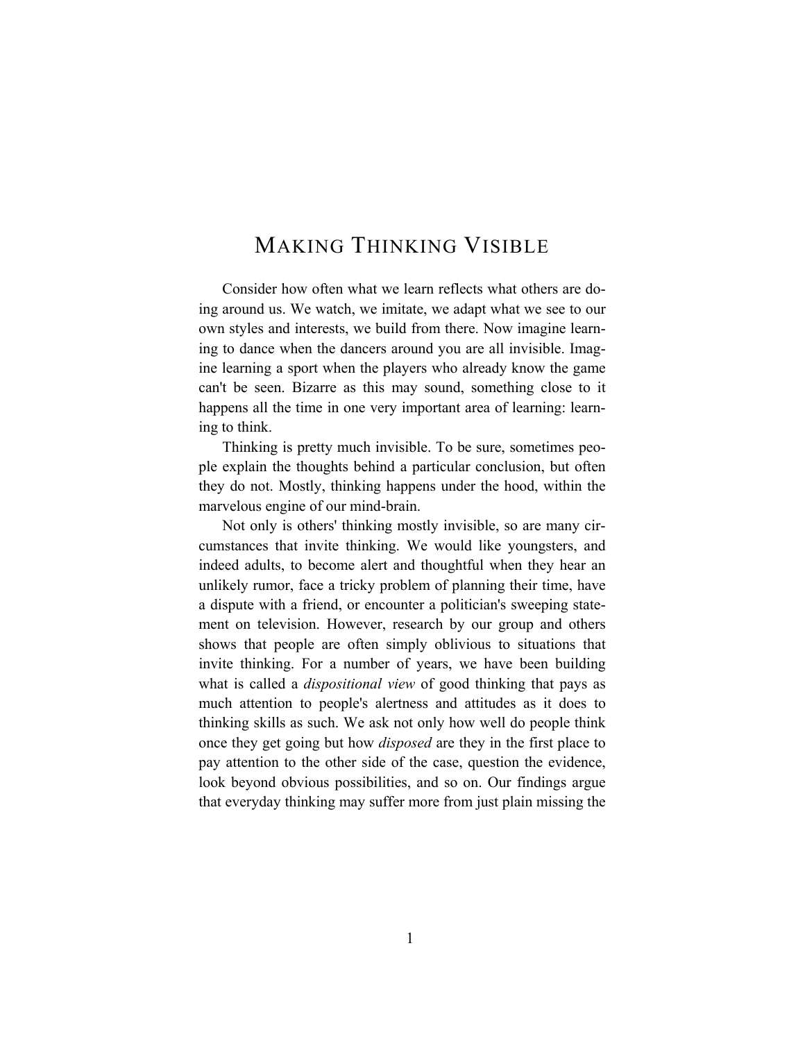# MAKING THINKING VISIBLE

Consider how often what we learn reflects what others are doing around us. We watch, we imitate, we adapt what we see to our own styles and interests, we build from there. Now imagine learning to dance when the dancers around you are all invisible. Imagine learning a sport when the players who already know the game can't be seen. Bizarre as this may sound, something close to it happens all the time in one very important area of learning: learning to think.

Thinking is pretty much invisible. To be sure, sometimes people explain the thoughts behind a particular conclusion, but often they do not. Mostly, thinking happens under the hood, within the marvelous engine of our mind-brain.

Not only is others' thinking mostly invisible, so are many circumstances that invite thinking. We would like youngsters, and indeed adults, to become alert and thoughtful when they hear an unlikely rumor, face a tricky problem of planning their time, have a dispute with a friend, or encounter a politician's sweeping statement on television. However, research by our group and others shows that people are often simply oblivious to situations that invite thinking. For a number of years, we have been building what is called a *dispositional view* of good thinking that pays as much attention to people's alertness and attitudes as it does to thinking skills as such. We ask not only how well do people think once they get going but how *disposed* are they in the first place to pay attention to the other side of the case, question the evidence, look beyond obvious possibilities, and so on. Our findings argue that everyday thinking may suffer more from just plain missing the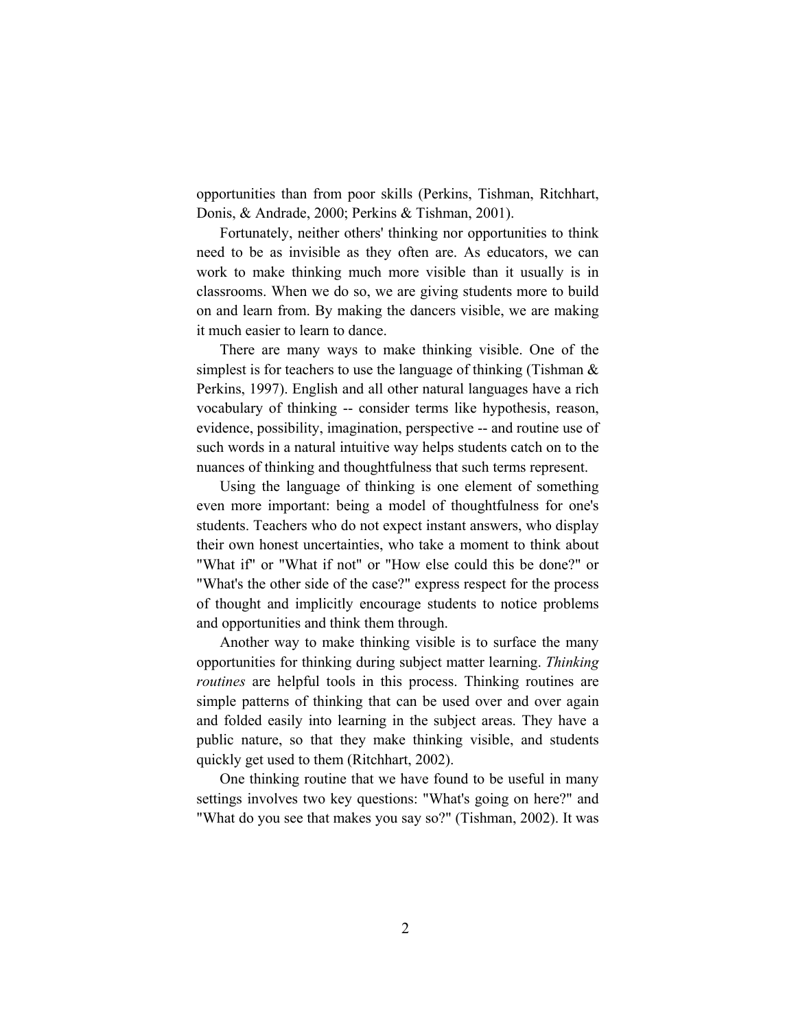opportunities than from poor skills (Perkins, Tishman, Ritchhart, Donis, & Andrade, 2000; Perkins & Tishman, 2001).

Fortunately, neither others' thinking nor opportunities to think need to be as invisible as they often are. As educators, we can work to make thinking much more visible than it usually is in classrooms. When we do so, we are giving students more to build on and learn from. By making the dancers visible, we are making it much easier to learn to dance.

There are many ways to make thinking visible. One of the simplest is for teachers to use the language of thinking (Tishman & Perkins, 1997). English and all other natural languages have a rich vocabulary of thinking -- consider terms like hypothesis, reason, evidence, possibility, imagination, perspective -- and routine use of such words in a natural intuitive way helps students catch on to the nuances of thinking and thoughtfulness that such terms represent.

Using the language of thinking is one element of something even more important: being a model of thoughtfulness for one's students. Teachers who do not expect instant answers, who display their own honest uncertainties, who take a moment to think about "What if" or "What if not" or "How else could this be done?" or "What's the other side of the case?" express respect for the process of thought and implicitly encourage students to notice problems and opportunities and think them through.

Another way to make thinking visible is to surface the many opportunities for thinking during subject matter learning. *Thinking routines* are helpful tools in this process. Thinking routines are simple patterns of thinking that can be used over and over again and folded easily into learning in the subject areas. They have a public nature, so that they make thinking visible, and students quickly get used to them (Ritchhart, 2002).

One thinking routine that we have found to be useful in many settings involves two key questions: "What's going on here?" and "What do you see that makes you say so?" (Tishman, 2002). It was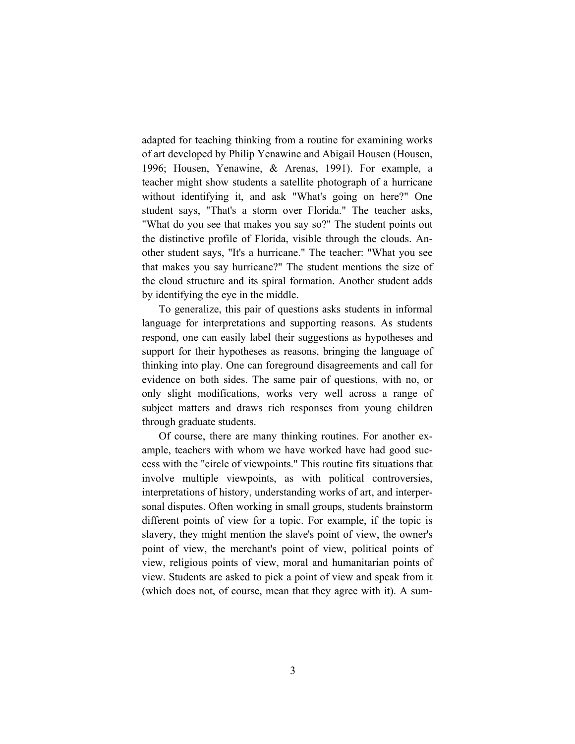adapted for teaching thinking from a routine for examining works of art developed by Philip Yenawine and Abigail Housen (Housen, 1996; Housen, Yenawine, & Arenas, 1991). For example, a teacher might show students a satellite photograph of a hurricane without identifying it, and ask "What's going on here?" One student says, "That's a storm over Florida." The teacher asks, "What do you see that makes you say so?" The student points out the distinctive profile of Florida, visible through the clouds. Another student says, "It's a hurricane." The teacher: "What you see that makes you say hurricane?" The student mentions the size of the cloud structure and its spiral formation. Another student adds by identifying the eye in the middle.

To generalize, this pair of questions asks students in informal language for interpretations and supporting reasons. As students respond, one can easily label their suggestions as hypotheses and support for their hypotheses as reasons, bringing the language of thinking into play. One can foreground disagreements and call for evidence on both sides. The same pair of questions, with no, or only slight modifications, works very well across a range of subject matters and draws rich responses from young children through graduate students.

Of course, there are many thinking routines. For another example, teachers with whom we have worked have had good success with the "circle of viewpoints." This routine fits situations that involve multiple viewpoints, as with political controversies, interpretations of history, understanding works of art, and interpersonal disputes. Often working in small groups, students brainstorm different points of view for a topic. For example, if the topic is slavery, they might mention the slave's point of view, the owner's point of view, the merchant's point of view, political points of view, religious points of view, moral and humanitarian points of view. Students are asked to pick a point of view and speak from it (which does not, of course, mean that they agree with it). A sum-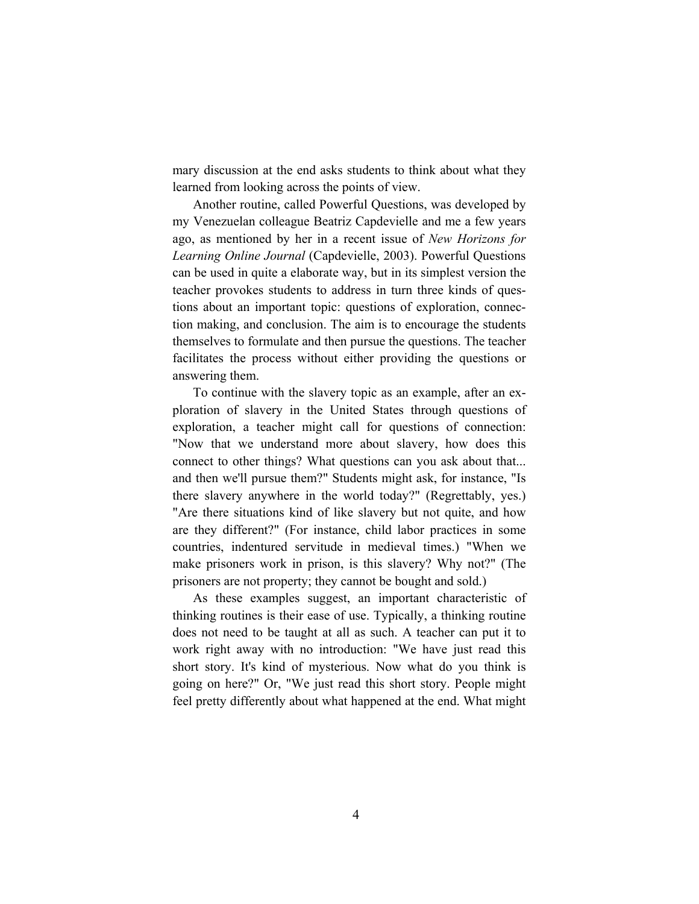mary discussion at the end asks students to think about what they learned from looking across the points of view.

Another routine, called Powerful Questions, was developed by my Venezuelan colleague Beatriz Capdevielle and me a few years ago, as mentioned by her in a recent issue of *New Horizons for Learning Online Journal* (Capdevielle, 2003). Powerful Questions can be used in quite a elaborate way, but in its simplest version the teacher provokes students to address in turn three kinds of questions about an important topic: questions of exploration, connection making, and conclusion. The aim is to encourage the students themselves to formulate and then pursue the questions. The teacher facilitates the process without either providing the questions or answering them.

To continue with the slavery topic as an example, after an exploration of slavery in the United States through questions of exploration, a teacher might call for questions of connection: "Now that we understand more about slavery, how does this connect to other things? What questions can you ask about that... and then we'll pursue them?" Students might ask, for instance, "Is there slavery anywhere in the world today?" (Regrettably, yes.) "Are there situations kind of like slavery but not quite, and how are they different?" (For instance, child labor practices in some countries, indentured servitude in medieval times.) "When we make prisoners work in prison, is this slavery? Why not?" (The prisoners are not property; they cannot be bought and sold.)

As these examples suggest, an important characteristic of thinking routines is their ease of use. Typically, a thinking routine does not need to be taught at all as such. A teacher can put it to work right away with no introduction: "We have just read this short story. It's kind of mysterious. Now what do you think is going on here?" Or, "We just read this short story. People might feel pretty differently about what happened at the end. What might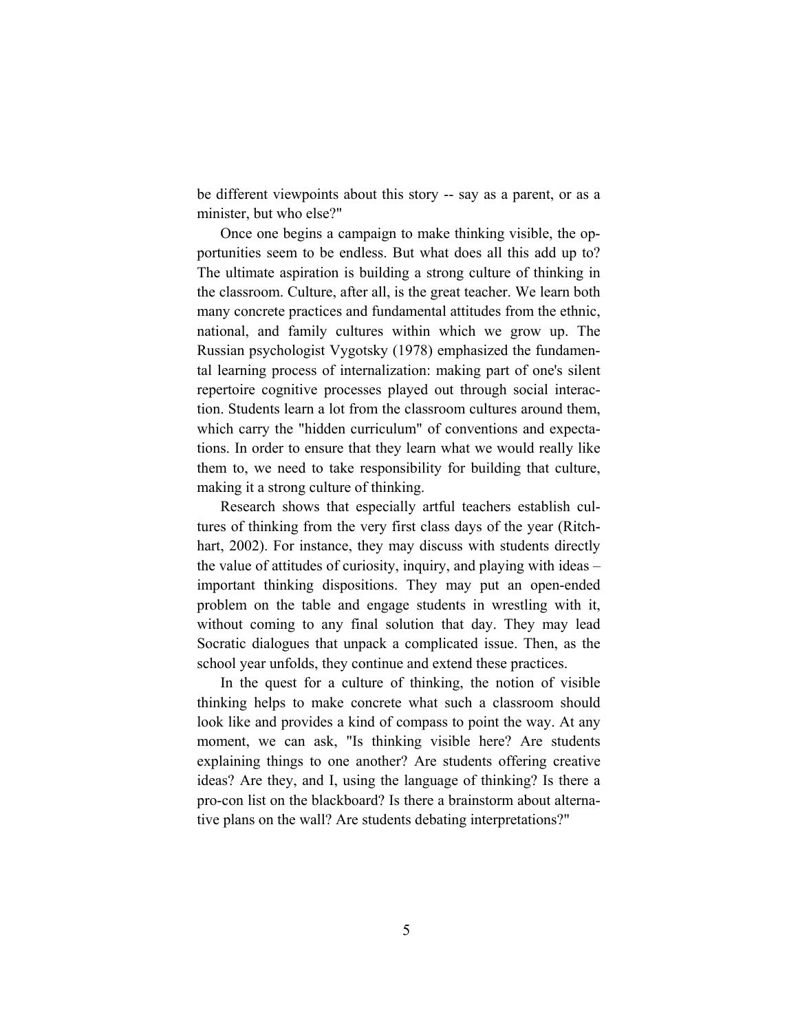be different viewpoints about this story -- say as a parent, or as a minister, but who else?"

Once one begins a campaign to make thinking visible, the opportunities seem to be endless. But what does all this add up to? The ultimate aspiration is building a strong culture of thinking in the classroom. Culture, after all, is the great teacher. We learn both many concrete practices and fundamental attitudes from the ethnic, national, and family cultures within which we grow up. The Russian psychologist Vygotsky (1978) emphasized the fundamental learning process of internalization: making part of one's silent repertoire cognitive processes played out through social interaction. Students learn a lot from the classroom cultures around them, which carry the "hidden curriculum" of conventions and expectations. In order to ensure that they learn what we would really like them to, we need to take responsibility for building that culture, making it a strong culture of thinking.

Research shows that especially artful teachers establish cultures of thinking from the very first class days of the year (Ritchhart, 2002). For instance, they may discuss with students directly the value of attitudes of curiosity, inquiry, and playing with ideas – important thinking dispositions. They may put an open-ended problem on the table and engage students in wrestling with it, without coming to any final solution that day. They may lead Socratic dialogues that unpack a complicated issue. Then, as the school year unfolds, they continue and extend these practices.

In the quest for a culture of thinking, the notion of visible thinking helps to make concrete what such a classroom should look like and provides a kind of compass to point the way. At any moment, we can ask, "Is thinking visible here? Are students explaining things to one another? Are students offering creative ideas? Are they, and I, using the language of thinking? Is there a pro-con list on the blackboard? Is there a brainstorm about alternative plans on the wall? Are students debating interpretations?"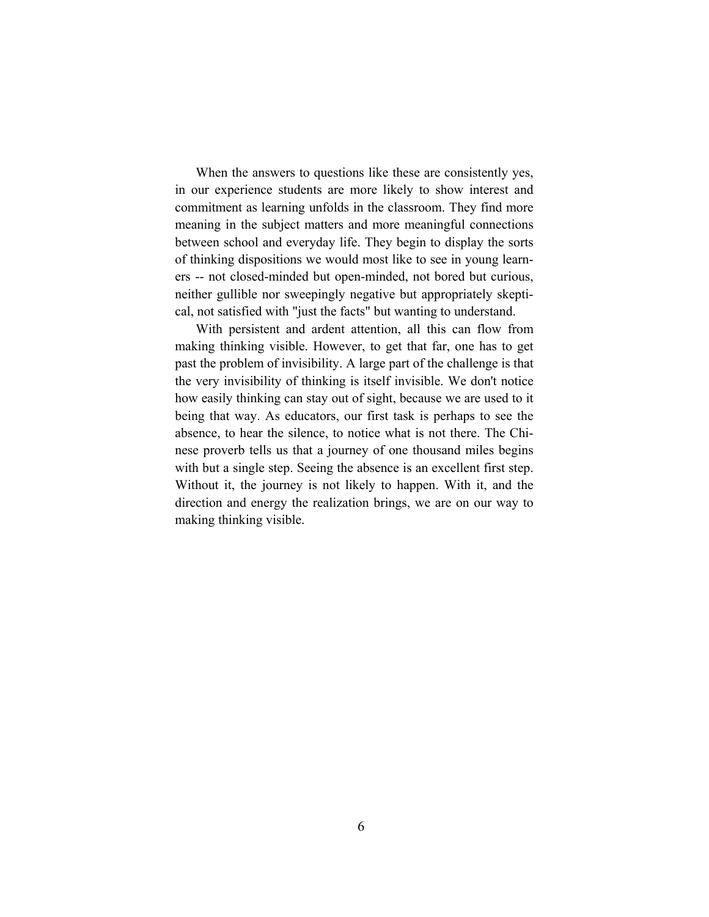When the answers to questions like these are consistently yes, in our experience students are more likely to show interest and commitment as learning unfolds in the classroom. They find more meaning in the subject matters and more meaningful connections between school and everyday life. They begin to display the sorts of thinking dispositions we would most like to see in young learners -- not closed-minded but open-minded, not bored but curious, neither gullible nor sweepingly negative but appropriately skeptical, not satisfied with "just the facts" but wanting to understand.

With persistent and ardent attention, all this can flow from making thinking visible. However, to get that far, one has to get past the problem of invisibility. A large part of the challenge is that the very invisibility of thinking is itself invisible. We don't notice how easily thinking can stay out of sight, because we are used to it being that way. As educators, our first task is perhaps to see the absence, to hear the silence, to notice what is not there. The Chinese proverb tells us that a journey of one thousand miles begins with but a single step. Seeing the absence is an excellent first step. Without it, the journey is not likely to happen. With it, and the direction and energy the realization brings, we are on our way to making thinking visible.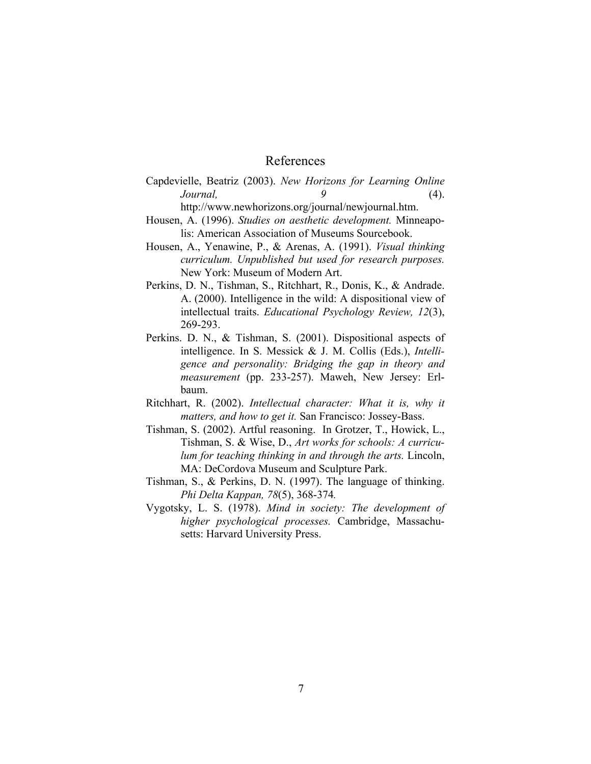# References

Capdevielle, Beatriz (2003). *New Horizons for Learning Online Journal, 9* (4). http://www.newhorizons.org/journal/newjournal.htm.

Housen, A. (1996). *Studies on aesthetic development.* Minneapolis: American Association of Museums Sourcebook.

Housen, A., Yenawine, P., & Arenas, A. (1991). *Visual thinking curriculum. Unpublished but used for research purposes.* New York: Museum of Modern Art.

Perkins, D. N., Tishman, S., Ritchhart, R., Donis, K., & Andrade. A. (2000). Intelligence in the wild: A dispositional view of intellectual traits. *Educational Psychology Review, 12*(3), 269-293.

Perkins. D. N., & Tishman, S. (2001). Dispositional aspects of intelligence. In S. Messick & J. M. Collis (Eds.), *Intelligence and personality: Bridging the gap in theory and measurement* (pp. 233-257). Maweh, New Jersey: Erlbaum.

Ritchhart, R. (2002). *Intellectual character: What it is, why it matters, and how to get it.* San Francisco: Jossey-Bass.

Tishman, S. (2002). Artful reasoning. In Grotzer, T., Howick, L., Tishman, S. & Wise, D., *Art works for schools: A curriculum for teaching thinking in and through the arts.* Lincoln, MA: DeCordova Museum and Sculpture Park.

Tishman, S., & Perkins, D. N. (1997). The language of thinking. *Phi Delta Kappan, 78*(5), 368-374*.*

Vygotsky, L. S. (1978). *Mind in society: The development of higher psychological processes.* Cambridge, Massachusetts: Harvard University Press.